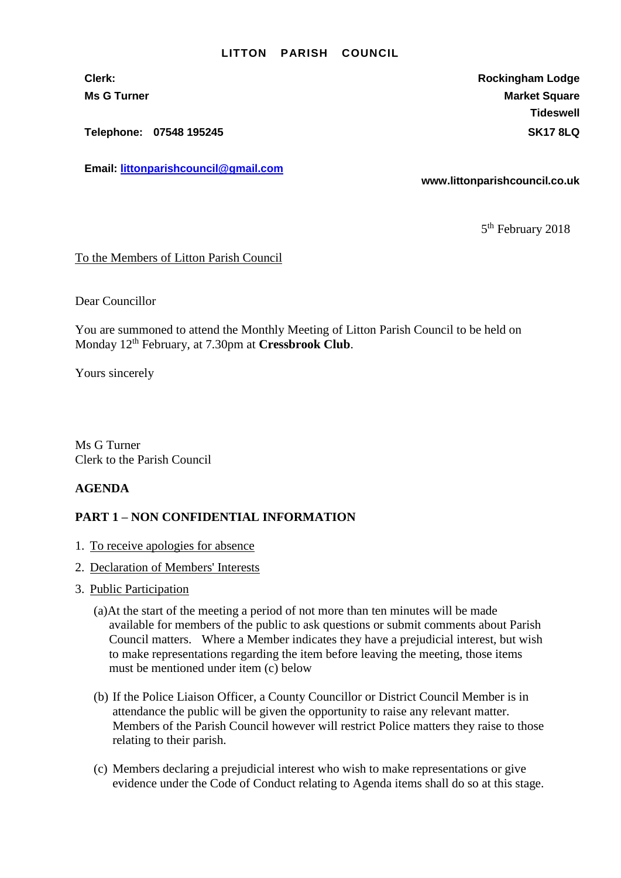**LITTON PARISH COUNCIL**

**Clerk:**
**Ms G Turner**

**Telephone: 07548 195245**

**Email: littonparishcouncil@gmail.com**

**Rockingham Lodge**
**Market Square**
**Tideswell**
**SK17 8LQ**

**www.littonparishcouncil.co.uk**

5th February 2018

To the Members of Litton Parish Council

Dear Councillor

You are summoned to attend the Monthly Meeting of Litton Parish Council to be held on Monday 12th February, at 7.30pm at **Cressbrook Club**.

Yours sincerely

Ms G Turner
Clerk to the Parish Council

**AGENDA**

**PART 1 – NON CONFIDENTIAL INFORMATION**

1. To receive apologies for absence
2. Declaration of Members' Interests
3. Public Participation

   (a) At the start of the meeting a period of not more than ten minutes will be made available for members of the public to ask questions or submit comments about Parish Council matters. Where a Member indicates they have a prejudicial interest, but wish to make representations regarding the item before leaving the meeting, those items must be mentioned under item (c) below

   (b) If the Police Liaison Officer, a County Councillor or District Council Member is in attendance the public will be given the opportunity to raise any relevant matter. Members of the Parish Council however will restrict Police matters they raise to those relating to their parish.

   (c) Members declaring a prejudicial interest who wish to make representations or give evidence under the Code of Conduct relating to Agenda items shall do so at this stage.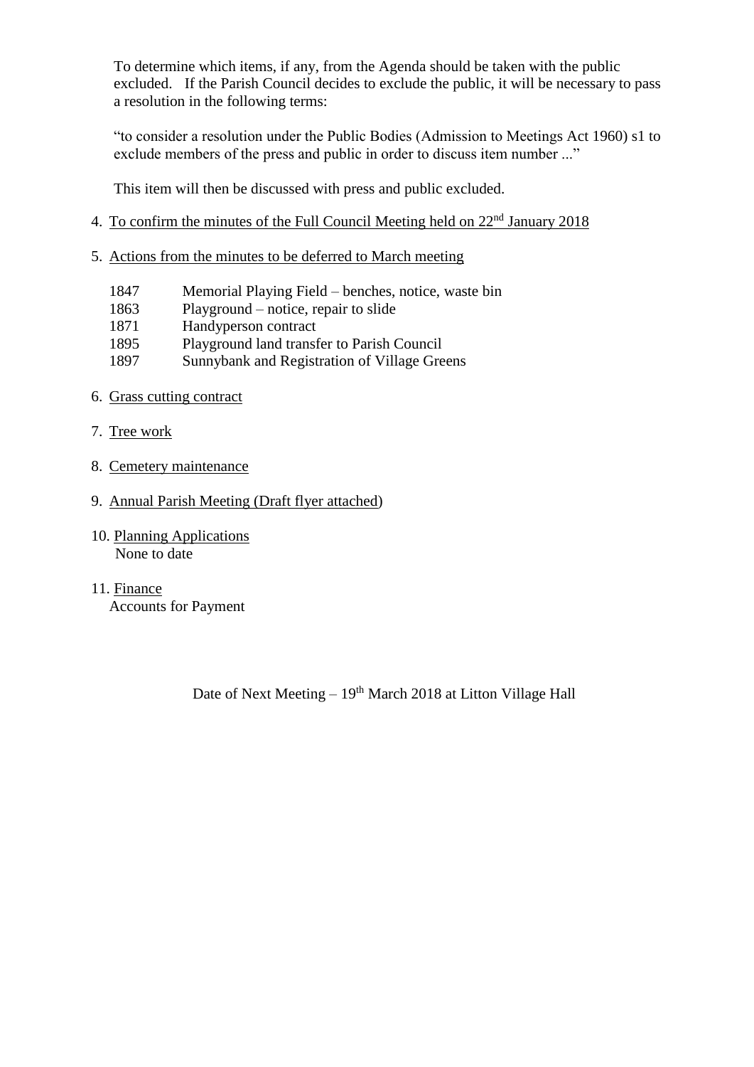To determine which items, if any, from the Agenda should be taken with the public excluded. If the Parish Council decides to exclude the public, it will be necessary to pass a resolution in the following terms:

"to consider a resolution under the Public Bodies (Admission to Meetings Act 1960) s1 to exclude members of the press and public in order to discuss item number ..."

This item will then be discussed with press and public excluded.

4. To confirm the minutes of the Full Council Meeting held on 22nd January 2018

5. Actions from the minutes to be deferred to March meeting

| | |
|---|---|
| 1847 | Memorial Playing Field – benches, notice, waste bin |
| 1863 | Playground – notice, repair to slide |
| 1871 | Handyperson contract |
| 1895 | Playground land transfer to Parish Council |
| 1897 | Sunnybank and Registration of Village Greens |

6. Grass cutting contract

7. Tree work

8. Cemetery maintenance

9. Annual Parish Meeting (Draft flyer attached)

10. Planning Applications
    None to date

11. Finance
    Accounts for Payment

Date of Next Meeting – 19th March 2018 at Litton Village Hall